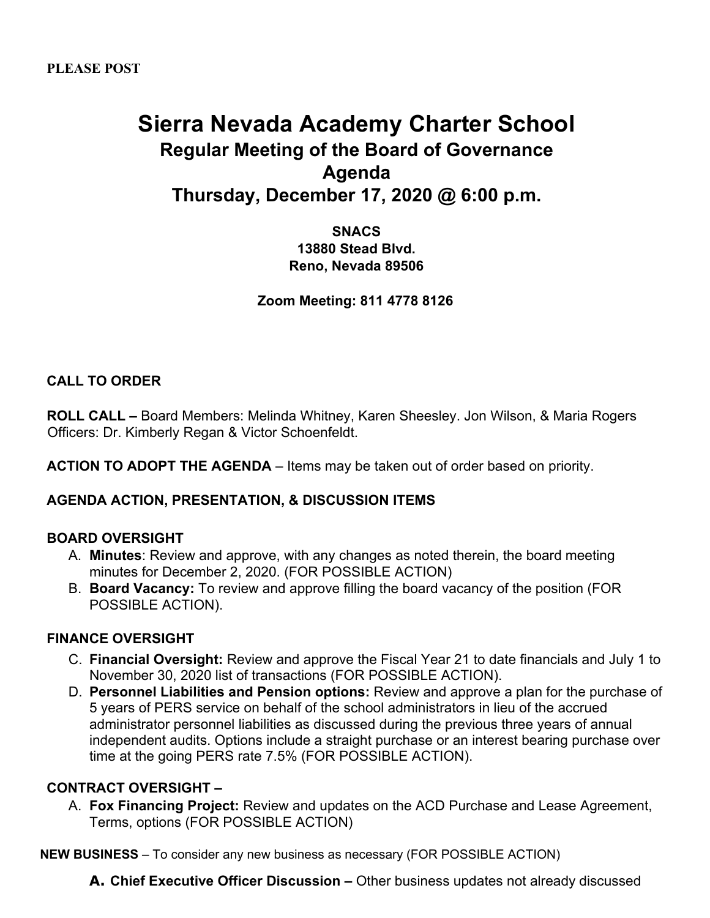**PLEASE POST**

# Sierra Nevada Academy Charter School

## Regular Meeting of the Board of Governance

## Agenda

## Thursday, December 17, 2020 @ 6:00 p.m.

**SNACS**
**13880 Stead Blvd.**
**Reno, Nevada 89506**

**Zoom Meeting: 811 4778 8126**

**CALL TO ORDER**

**ROLL CALL –** Board Members: Melinda Whitney, Karen Sheesley. Jon Wilson, & Maria Rogers Officers: Dr. Kimberly Regan & Victor Schoenfeldt.

**ACTION TO ADOPT THE AGENDA** – Items may be taken out of order based on priority.

**AGENDA ACTION, PRESENTATION, & DISCUSSION ITEMS**

**BOARD OVERSIGHT**

A. **Minutes**: Review and approve, with any changes as noted therein, the board meeting minutes for December 2, 2020. (FOR POSSIBLE ACTION)
B. **Board Vacancy:** To review and approve filling the board vacancy of the position (FOR POSSIBLE ACTION).

**FINANCE OVERSIGHT**

C. **Financial Oversight:** Review and approve the Fiscal Year 21 to date financials and July 1 to November 30, 2020 list of transactions (FOR POSSIBLE ACTION).
D. **Personnel Liabilities and Pension options:** Review and approve a plan for the purchase of 5 years of PERS service on behalf of the school administrators in lieu of the accrued administrator personnel liabilities as discussed during the previous three years of annual independent audits. Options include a straight purchase or an interest bearing purchase over time at the going PERS rate 7.5% (FOR POSSIBLE ACTION).

**CONTRACT OVERSIGHT –**

A. **Fox Financing Project:** Review and updates on the ACD Purchase and Lease Agreement, Terms, options (FOR POSSIBLE ACTION)

**NEW BUSINESS** – To consider any new business as necessary (FOR POSSIBLE ACTION)

A. **Chief Executive Officer Discussion –** Other business updates not already discussed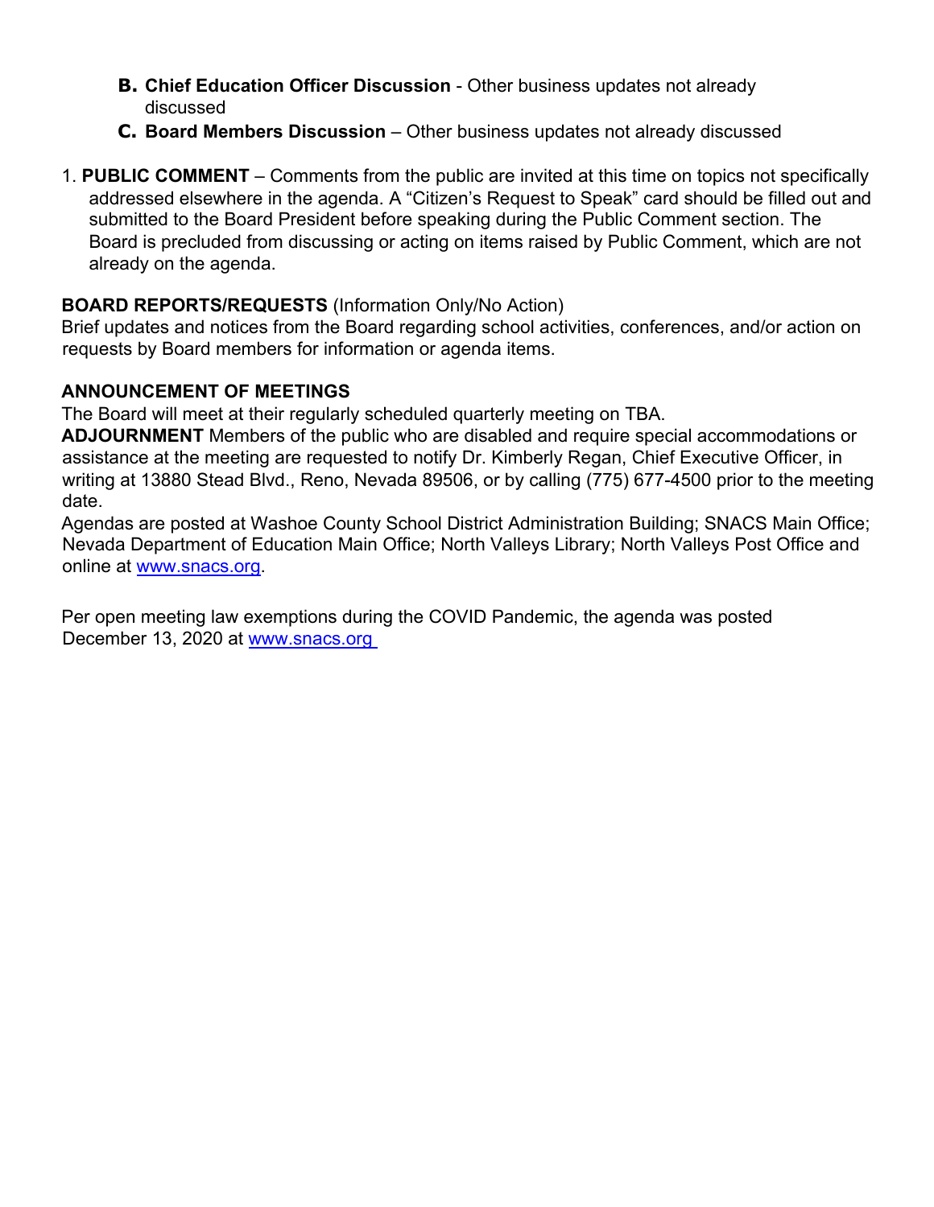**B. Chief Education Officer Discussion** - Other business updates not already discussed

**C. Board Members Discussion** – Other business updates not already discussed

1. **PUBLIC COMMENT** – Comments from the public are invited at this time on topics not specifically addressed elsewhere in the agenda. A "Citizen's Request to Speak" card should be filled out and submitted to the Board President before speaking during the Public Comment section. The Board is precluded from discussing or acting on items raised by Public Comment, which are not already on the agenda.

**BOARD REPORTS/REQUESTS** (Information Only/No Action)
Brief updates and notices from the Board regarding school activities, conferences, and/or action on requests by Board members for information or agenda items.

**ANNOUNCEMENT OF MEETINGS**
The Board will meet at their regularly scheduled quarterly meeting on TBA.

**ADJOURNMENT** Members of the public who are disabled and require special accommodations or assistance at the meeting are requested to notify Dr. Kimberly Regan, Chief Executive Officer, in writing at 13880 Stead Blvd., Reno, Nevada 89506, or by calling (775) 677-4500 prior to the meeting date.

Agendas are posted at Washoe County School District Administration Building; SNACS Main Office; Nevada Department of Education Main Office; North Valleys Library; North Valleys Post Office and online at [www.snacs.org](http://www.snacs.org).

Per open meeting law exemptions during the COVID Pandemic, the agenda was posted December 13, 2020 at [www.snacs.org](http://www.snacs.org)